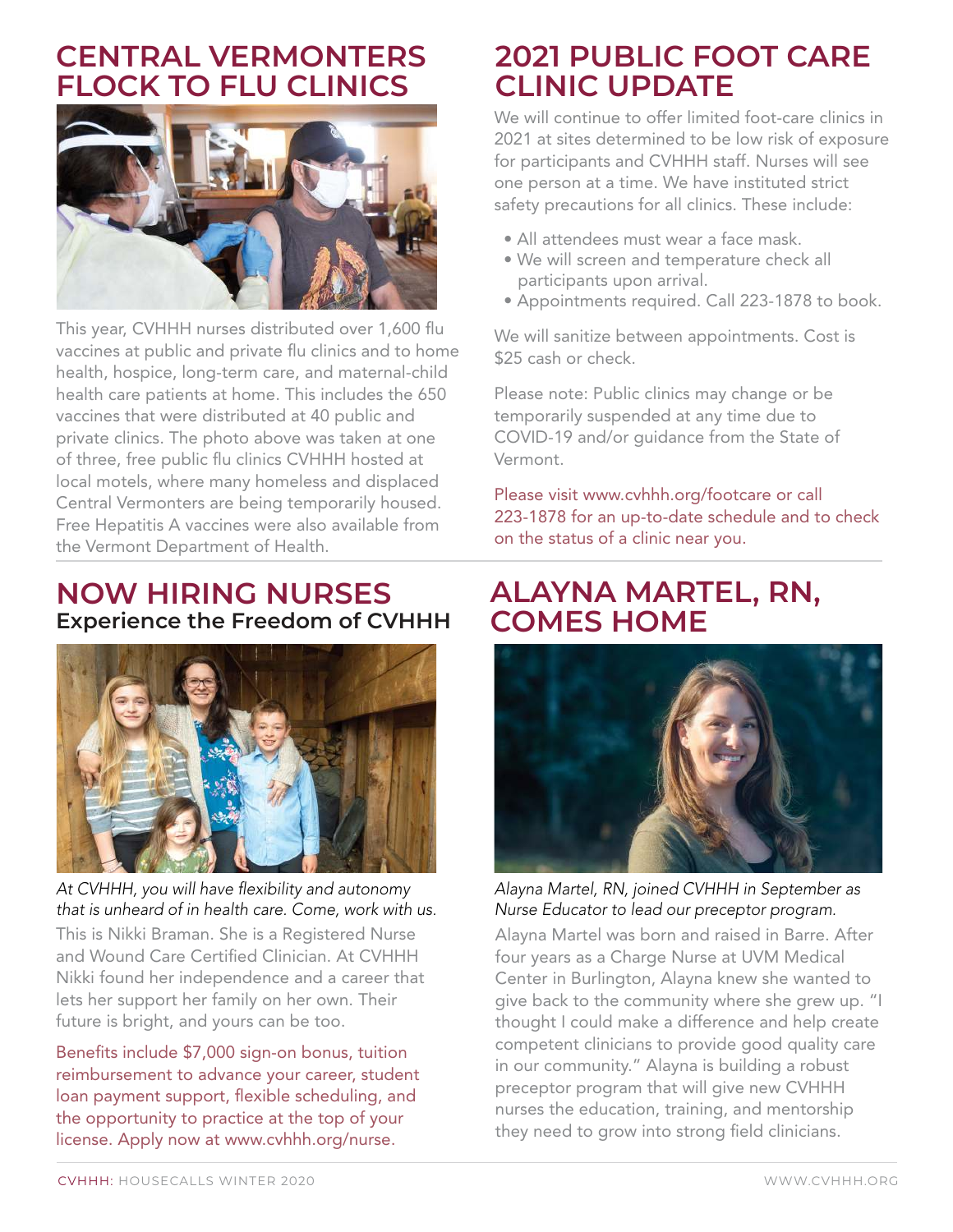## CENTRAL VERMONTERS FLOCK TO FLU CLINICS

This year, CVHHH nurses distributed over 1,600 flu vaccines at public and private flu clinics and to home health, hospice, long-term care, and maternal-child health care patients at home. This includes the 650 vaccines that were distributed at 40 public and private clinics. The photo above was taken at one of three, free public flu clinics CVHHH hosted at local motels, where many homeless and displaced Central Vermonters are being temporarily housed. Free Hepatitis A vaccines were also available from the Vermont Department of Health.

## 2021 PUBLIC FOOT CARE CLINIC UPDATE

We will continue to offer limited foot-care clinics in 2021 at sites determined to be low risk of exposure for participants and CVHHH staff. Nurses will see one person at a time. We have instituted strict safety precautions for all clinics. These include:

- All attendees must wear a face mask.
- We will screen and temperature check all participants upon arrival.
- Appointments required. Call 223-1878 to book.

We will sanitize between appointments. Cost is $25 cash or check.

Please note: Public clinics may change or be temporarily suspended at any time due to COVID-19 and/or guidance from the State of Vermont.

Please visit www.cvhhh.org/footcare or call 223-1878 for an up-to-date schedule and to check on the status of a clinic near you.

## NOW HIRING NURSES

### Experience the Freedom of CVHHH

*At CVHHH, you will have flexibility and autonomy that is unheard of in health care. Come, work with us.*

This is Nikki Braman. She is a Registered Nurse and Wound Care Certified Clinician. At CVHHH Nikki found her independence and a career that lets her support her family on her own. Their future is bright, and yours can be too.

Benefits include $7,000 sign-on bonus, tuition reimbursement to advance your career, student loan payment support, flexible scheduling, and the opportunity to practice at the top of your license. Apply now at www.cvhhh.org/nurse.

## ALAYNA MARTEL, RN, COMES HOME

*Alayna Martel, RN, joined CVHHH in September as Nurse Educator to lead our preceptor program.*

Alayna Martel was born and raised in Barre. After four years as a Charge Nurse at UVM Medical Center in Burlington, Alayna knew she wanted to give back to the community where she grew up. "I thought I could make a difference and help create competent clinicians to provide good quality care in our community." Alayna is building a robust preceptor program that will give new CVHHH nurses the education, training, and mentorship they need to grow into strong field clinicians.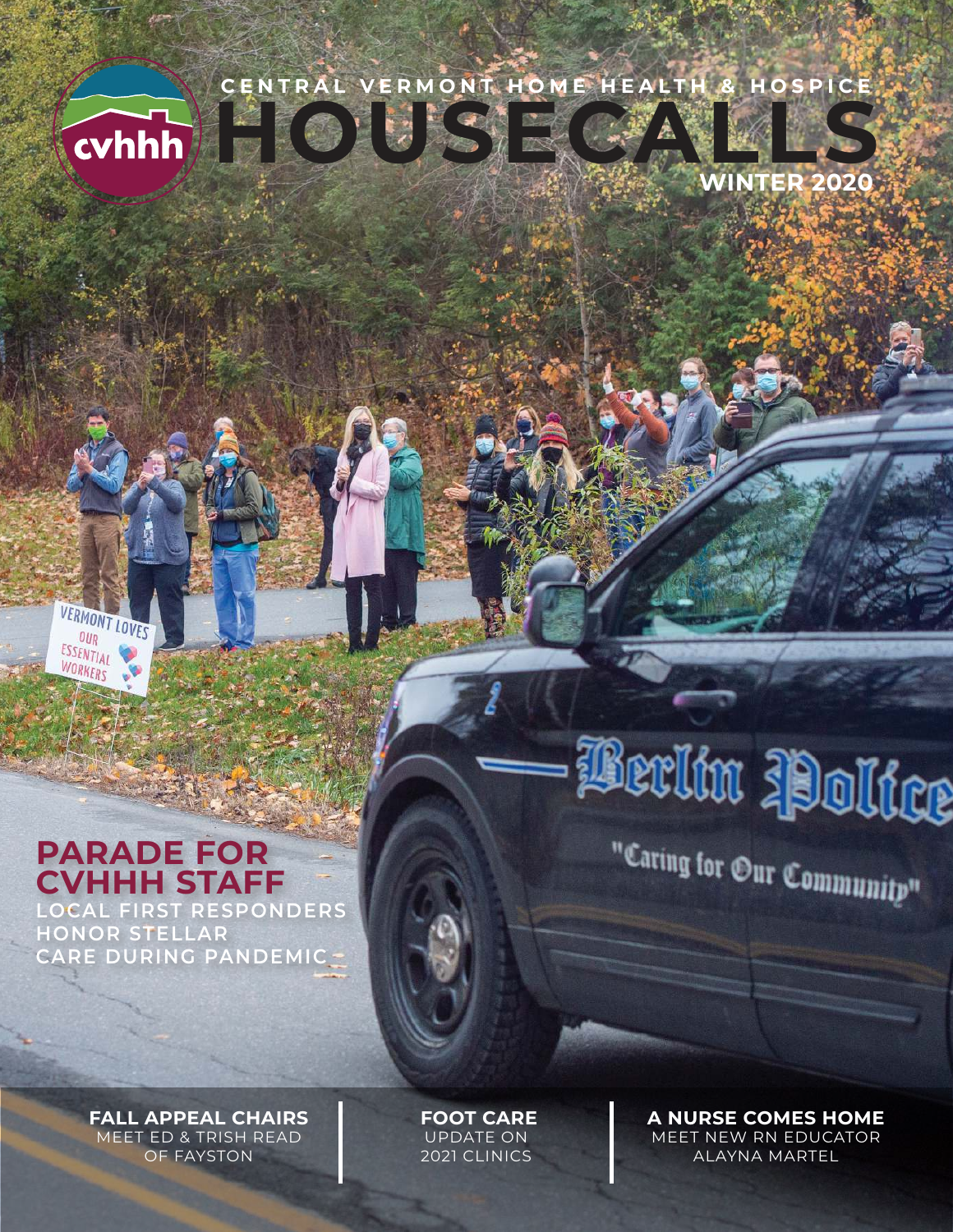CENTRAL VERMONT HOME HEALTH & HOSPICE

# HOUSECALLS

**WINTER 2020**

## PARADE FOR CVHHH STAFF

LOCAL FIRST RESPONDERS HONOR STELLAR CARE DURING PANDEMIC

**FALL APPEAL CHAIRS**
MEET ED & TRISH READ OF FAYSTON

**FOOT CARE**
UPDATE ON 2021 CLINICS

**A NURSE COMES HOME**
MEET NEW RN EDUCATOR ALAYNA MARTEL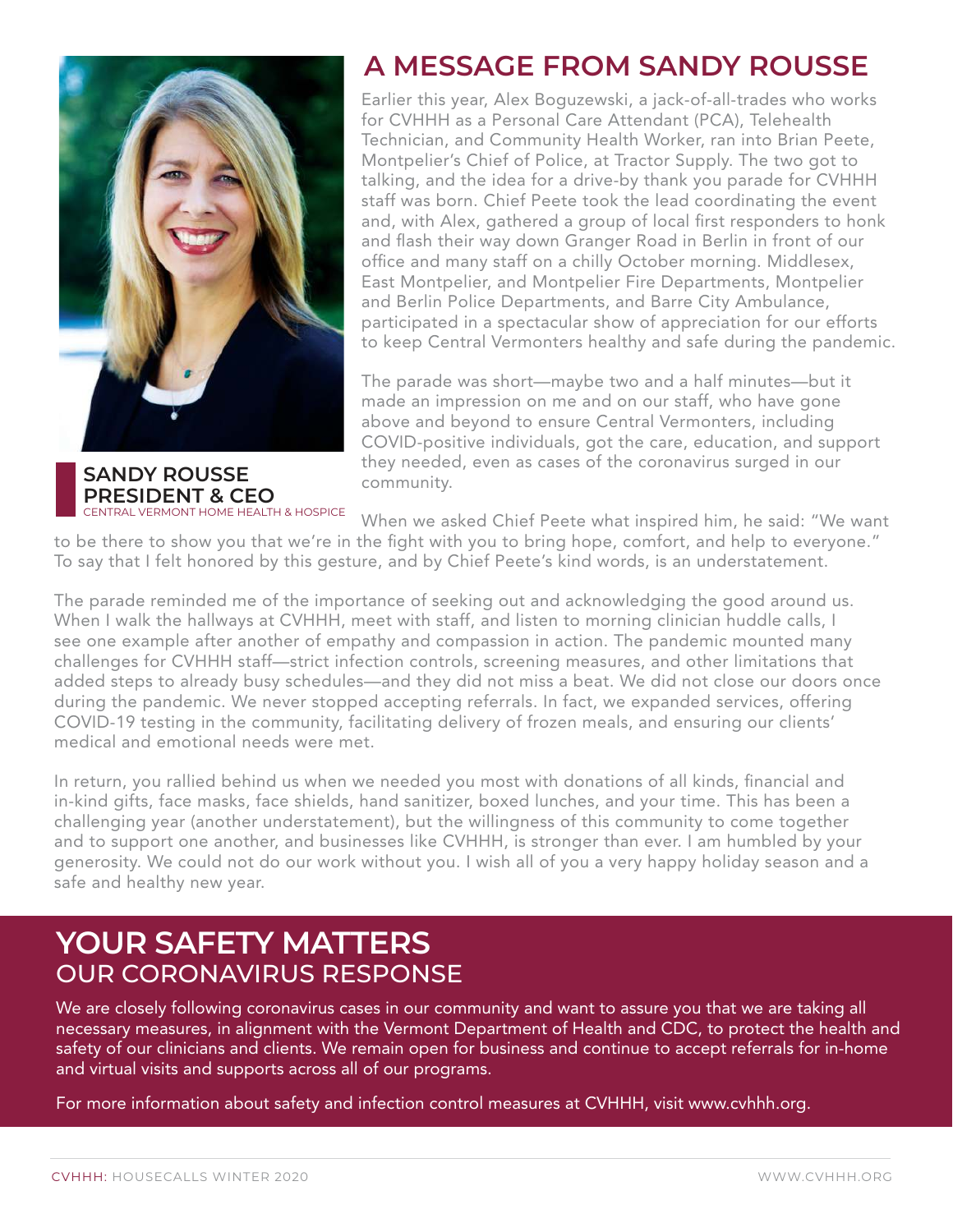# A MESSAGE FROM SANDY ROUSSE

**SANDY ROUSSE**
**PRESIDENT & CEO**
CENTRAL VERMONT HOME HEALTH & HOSPICE

Earlier this year, Alex Boguzewski, a jack-of-all-trades who works for CVHHH as a Personal Care Attendant (PCA), Telehealth Technician, and Community Health Worker, ran into Brian Peete, Montpelier's Chief of Police, at Tractor Supply. The two got to talking, and the idea for a drive-by thank you parade for CVHHH staff was born. Chief Peete took the lead coordinating the event and, with Alex, gathered a group of local first responders to honk and flash their way down Granger Road in Berlin in front of our office and many staff on a chilly October morning. Middlesex, East Montpelier, and Montpelier Fire Departments, Montpelier and Berlin Police Departments, and Barre City Ambulance, participated in a spectacular show of appreciation for our efforts to keep Central Vermonters healthy and safe during the pandemic.

The parade was short—maybe two and a half minutes—but it made an impression on me and on our staff, who have gone above and beyond to ensure Central Vermonters, including COVID-positive individuals, got the care, education, and support they needed, even as cases of the coronavirus surged in our community.

When we asked Chief Peete what inspired him, he said: "We want to be there to show you that we're in the fight with you to bring hope, comfort, and help to everyone." To say that I felt honored by this gesture, and by Chief Peete's kind words, is an understatement.

The parade reminded me of the importance of seeking out and acknowledging the good around us. When I walk the hallways at CVHHH, meet with staff, and listen to morning clinician huddle calls, I see one example after another of empathy and compassion in action. The pandemic mounted many challenges for CVHHH staff—strict infection controls, screening measures, and other limitations that added steps to already busy schedules—and they did not miss a beat. We did not close our doors once during the pandemic. We never stopped accepting referrals. In fact, we expanded services, offering COVID-19 testing in the community, facilitating delivery of frozen meals, and ensuring our clients' medical and emotional needs were met.

In return, you rallied behind us when we needed you most with donations of all kinds, financial and in-kind gifts, face masks, face shields, hand sanitizer, boxed lunches, and your time. This has been a challenging year (another understatement), but the willingness of this community to come together and to support one another, and businesses like CVHHH, is stronger than ever. I am humbled by your generosity. We could not do our work without you. I wish all of you a very happy holiday season and a safe and healthy new year.

## YOUR SAFETY MATTERS
### OUR CORONAVIRUS RESPONSE

We are closely following coronavirus cases in our community and want to assure you that we are taking all necessary measures, in alignment with the Vermont Department of Health and CDC, to protect the health and safety of our clinicians and clients. We remain open for business and continue to accept referrals for in-home and virtual visits and supports across all of our programs.

For more information about safety and infection control measures at CVHHH, visit www.cvhhh.org.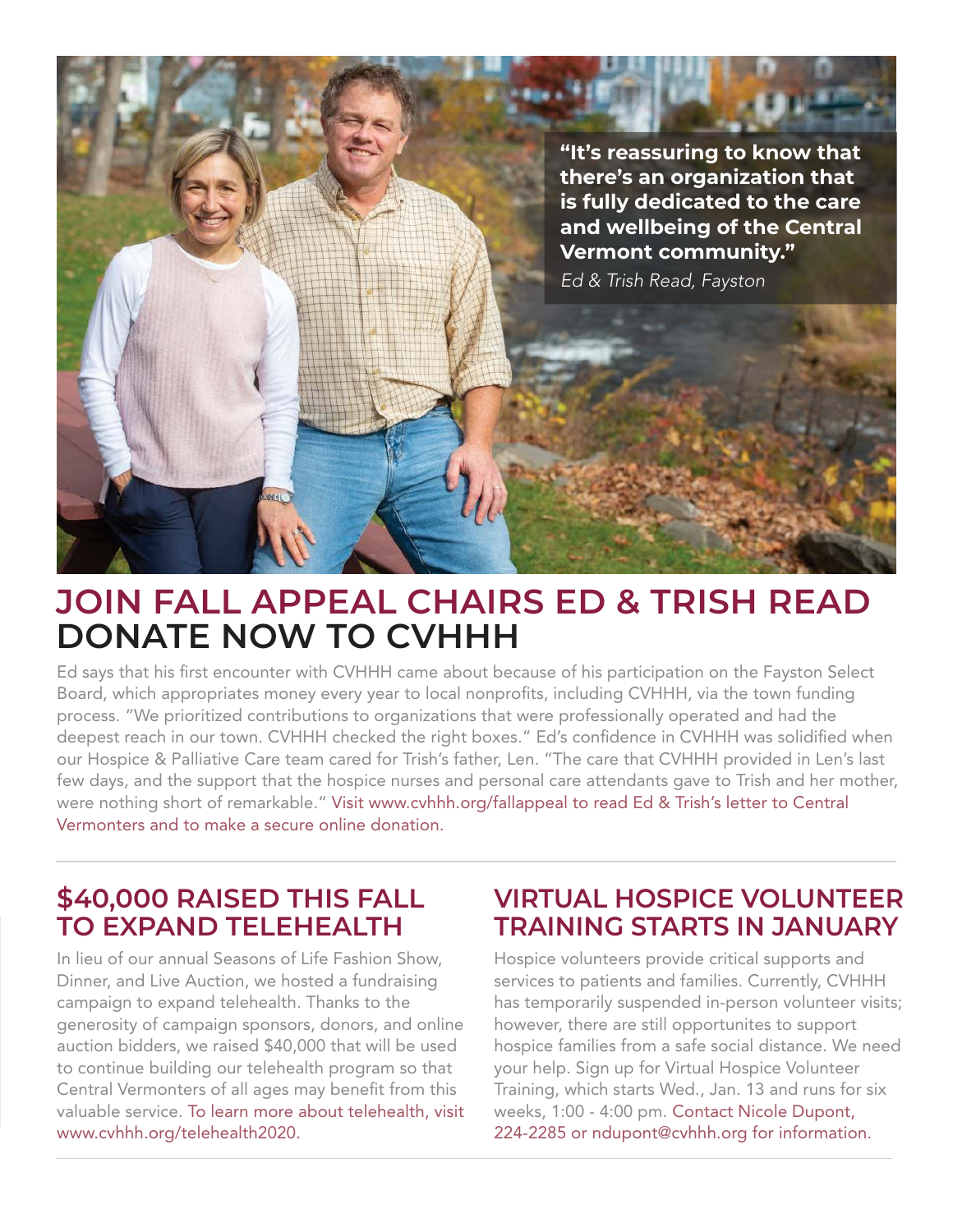**"It's reassuring to know that there's an organization that is fully dedicated to the care and wellbeing of the Central Vermont community."**

*Ed & Trish Read, Fayston*

# JOIN FALL APPEAL CHAIRS ED & TRISH READ
## DONATE NOW TO CVHHH

Ed says that his first encounter with CVHHH came about because of his participation on the Fayston Select Board, which appropriates money every year to local nonprofits, including CVHHH, via the town funding process. "We prioritized contributions to organizations that were professionally operated and had the deepest reach in our town. CVHHH checked the right boxes." Ed's confidence in CVHHH was solidified when our Hospice & Palliative Care team cared for Trish's father, Len. "The care that CVHHH provided in Len's last few days, and the support that the hospice nurses and personal care attendants gave to Trish and her mother, were nothing short of remarkable." Visit www.cvhhh.org/fallappeal to read Ed & Trish's letter to Central Vermonters and to make a secure online donation.

## $40,000 RAISED THIS FALL TO EXPAND TELEHEALTH

In lieu of our annual Seasons of Life Fashion Show, Dinner, and Live Auction, we hosted a fundraising campaign to expand telehealth. Thanks to the generosity of campaign sponsors, donors, and online auction bidders, we raised $40,000 that will be used to continue building our telehealth program so that Central Vermonters of all ages may benefit from this valuable service. To learn more about telehealth, visit www.cvhhh.org/telehealth2020.

## VIRTUAL HOSPICE VOLUNTEER TRAINING STARTS IN JANUARY

Hospice volunteers provide critical supports and services to patients and families. Currently, CVHHH has temporarily suspended in-person volunteer visits; however, there are still opportunites to support hospice families from a safe social distance. We need your help. Sign up for Virtual Hospice Volunteer Training, which starts Wed., Jan. 13 and runs for six weeks, 1:00 - 4:00 pm. Contact Nicole Dupont, 224-2285 or ndupont@cvhhh.org for information.